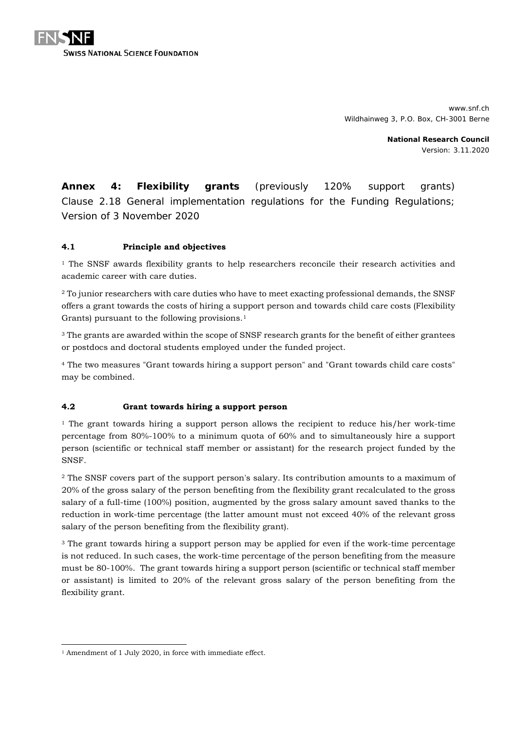FNSNF
SWISS NATIONAL SCIENCE FOUNDATION

www.snf.ch
Wildhainweg 3, P.O. Box, CH-3001 Berne

**National Research Council**
Version: 3.11.2020

# **Annex 4: Flexibility grants** (previously 120% support grants) Clause 2.18 General implementation regulations for the Funding Regulations; Version of 3 November 2020

## 4.1 Principle and objectives

[1] The SNSF awards flexibility grants to help researchers reconcile their research activities and academic career with care duties.

[2] To junior researchers with care duties who have to meet exacting professional demands, the SNSF offers a grant towards the costs of hiring a support person and towards child care costs (Flexibility Grants) pursuant to the following provisions.[1]

[3] The grants are awarded within the scope of SNSF research grants for the benefit of either grantees or postdocs and doctoral students employed under the funded project.

[4] The two measures "Grant towards hiring a support person" and "Grant towards child care costs" may be combined.

## 4.2 Grant towards hiring a support person

[1] The grant towards hiring a support person allows the recipient to reduce his/her work-time percentage from 80%-100% to a minimum quota of 60% and to simultaneously hire a support person (scientific or technical staff member or assistant) for the research project funded by the SNSF.

[2] The SNSF covers part of the support person's salary. Its contribution amounts to a maximum of 20% of the gross salary of the person benefiting from the flexibility grant recalculated to the gross salary of a full-time (100%) position, augmented by the gross salary amount saved thanks to the reduction in work-time percentage (the latter amount must not exceed 40% of the relevant gross salary of the person benefiting from the flexibility grant).

[3] The grant towards hiring a support person may be applied for even if the work-time percentage is not reduced. In such cases, the work-time percentage of the person benefiting from the measure must be 80-100%. The grant towards hiring a support person (scientific or technical staff member or assistant) is limited to 20% of the relevant gross salary of the person benefiting from the flexibility grant.

---

[1] Amendment of 1 July 2020, in force with immediate effect.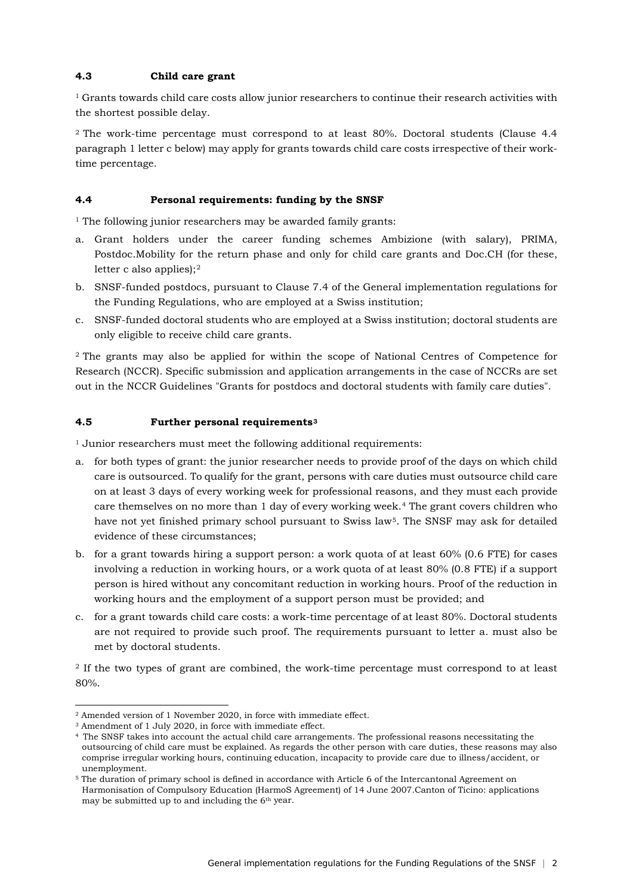### 4.3 Child care grant

[1] Grants towards child care costs allow junior researchers to continue their research activities with the shortest possible delay.

[2] The work-time percentage must correspond to at least 80%. Doctoral students (Clause 4.4 paragraph 1 letter c below) may apply for grants towards child care costs irrespective of their work-time percentage.

### 4.4 Personal requirements: funding by the SNSF

[1] The following junior researchers may be awarded family grants:

a. Grant holders under the career funding schemes Ambizione (with salary), PRIMA, Postdoc.Mobility for the return phase and only for child care grants and Doc.CH (for these, letter c also applies);[2]

b. SNSF-funded postdocs, pursuant to Clause 7.4 of the General implementation regulations for the Funding Regulations, who are employed at a Swiss institution;

c. SNSF-funded doctoral students who are employed at a Swiss institution; doctoral students are only eligible to receive child care grants.

[2] The grants may also be applied for within the scope of National Centres of Competence for Research (NCCR). Specific submission and application arrangements in the case of NCCRs are set out in the NCCR Guidelines "Grants for postdocs and doctoral students with family care duties".

### 4.5 Further personal requirements[3]

[1] Junior researchers must meet the following additional requirements:

a. for both types of grant: the junior researcher needs to provide proof of the days on which child care is outsourced. To qualify for the grant, persons with care duties must outsource child care on at least 3 days of every working week for professional reasons, and they must each provide care themselves on no more than 1 day of every working week.[4] The grant covers children who have not yet finished primary school pursuant to Swiss law[5]. The SNSF may ask for detailed evidence of these circumstances;

b. for a grant towards hiring a support person: a work quota of at least 60% (0.6 FTE) for cases involving a reduction in working hours, or a work quota of at least 80% (0.8 FTE) if a support person is hired without any concomitant reduction in working hours. Proof of the reduction in working hours and the employment of a support person must be provided; and

c. for a grant towards child care costs: a work-time percentage of at least 80%. Doctoral students are not required to provide such proof. The requirements pursuant to letter a. must also be met by doctoral students.

[2] If the two types of grant are combined, the work-time percentage must correspond to at least 80%.

---

[2] Amended version of 1 November 2020, in force with immediate effect.

[3] Amendment of 1 July 2020, in force with immediate effect.

[4] The SNSF takes into account the actual child care arrangements. The professional reasons necessitating the outsourcing of child care must be explained. As regards the other person with care duties, these reasons may also comprise irregular working hours, continuing education, incapacity to provide care due to illness/accident, or unemployment.

[5] The duration of primary school is defined in accordance with Article 6 of the Intercantonal Agreement on Harmonisation of Compulsory Education (HarmoS Agreement) of 14 June 2007.Canton of Ticino: applications may be submitted up to and including the 6th year.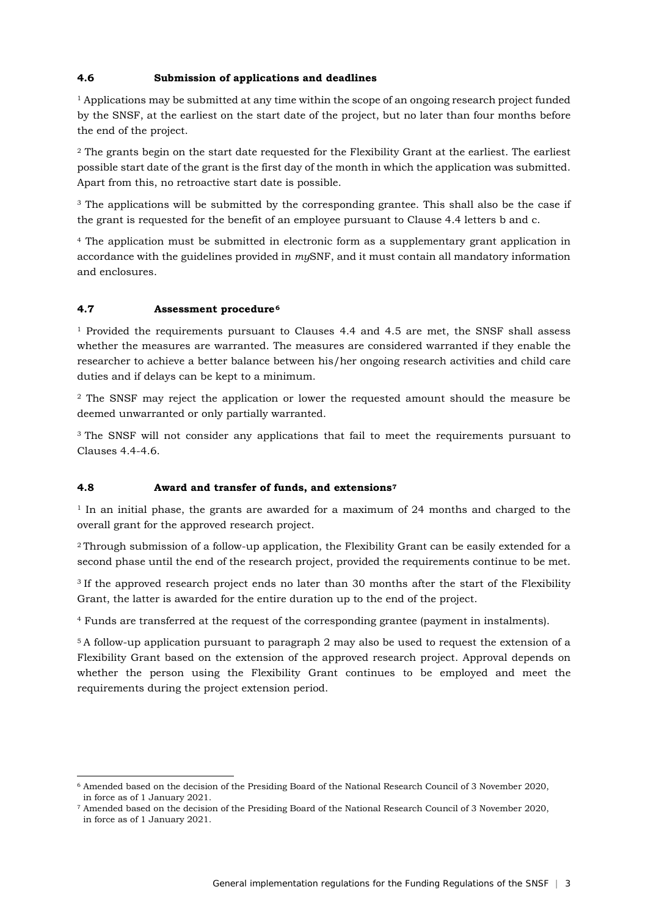### 4.6 Submission of applications and deadlines

[1] Applications may be submitted at any time within the scope of an ongoing research project funded by the SNSF, at the earliest on the start date of the project, but no later than four months before the end of the project.

[2] The grants begin on the start date requested for the Flexibility Grant at the earliest. The earliest possible start date of the grant is the first day of the month in which the application was submitted. Apart from this, no retroactive start date is possible.

[3] The applications will be submitted by the corresponding grantee. This shall also be the case if the grant is requested for the benefit of an employee pursuant to Clause 4.4 letters b and c.

[4] The application must be submitted in electronic form as a supplementary grant application in accordance with the guidelines provided in *my*SNF, and it must contain all mandatory information and enclosures.

### 4.7 Assessment procedure[6]

[1] Provided the requirements pursuant to Clauses 4.4 and 4.5 are met, the SNSF shall assess whether the measures are warranted. The measures are considered warranted if they enable the researcher to achieve a better balance between his/her ongoing research activities and child care duties and if delays can be kept to a minimum.

[2] The SNSF may reject the application or lower the requested amount should the measure be deemed unwarranted or only partially warranted.

[3] The SNSF will not consider any applications that fail to meet the requirements pursuant to Clauses 4.4-4.6.

### 4.8 Award and transfer of funds, and extensions[7]

[1] In an initial phase, the grants are awarded for a maximum of 24 months and charged to the overall grant for the approved research project.

[2] Through submission of a follow-up application, the Flexibility Grant can be easily extended for a second phase until the end of the research project, provided the requirements continue to be met.

[3] If the approved research project ends no later than 30 months after the start of the Flexibility Grant, the latter is awarded for the entire duration up to the end of the project.

[4] Funds are transferred at the request of the corresponding grantee (payment in instalments).

[5] A follow-up application pursuant to paragraph 2 may also be used to request the extension of a Flexibility Grant based on the extension of the approved research project. Approval depends on whether the person using the Flexibility Grant continues to be employed and meet the requirements during the project extension period.

---

[6] Amended based on the decision of the Presiding Board of the National Research Council of 3 November 2020, in force as of 1 January 2021.

[7] Amended based on the decision of the Presiding Board of the National Research Council of 3 November 2020, in force as of 1 January 2021.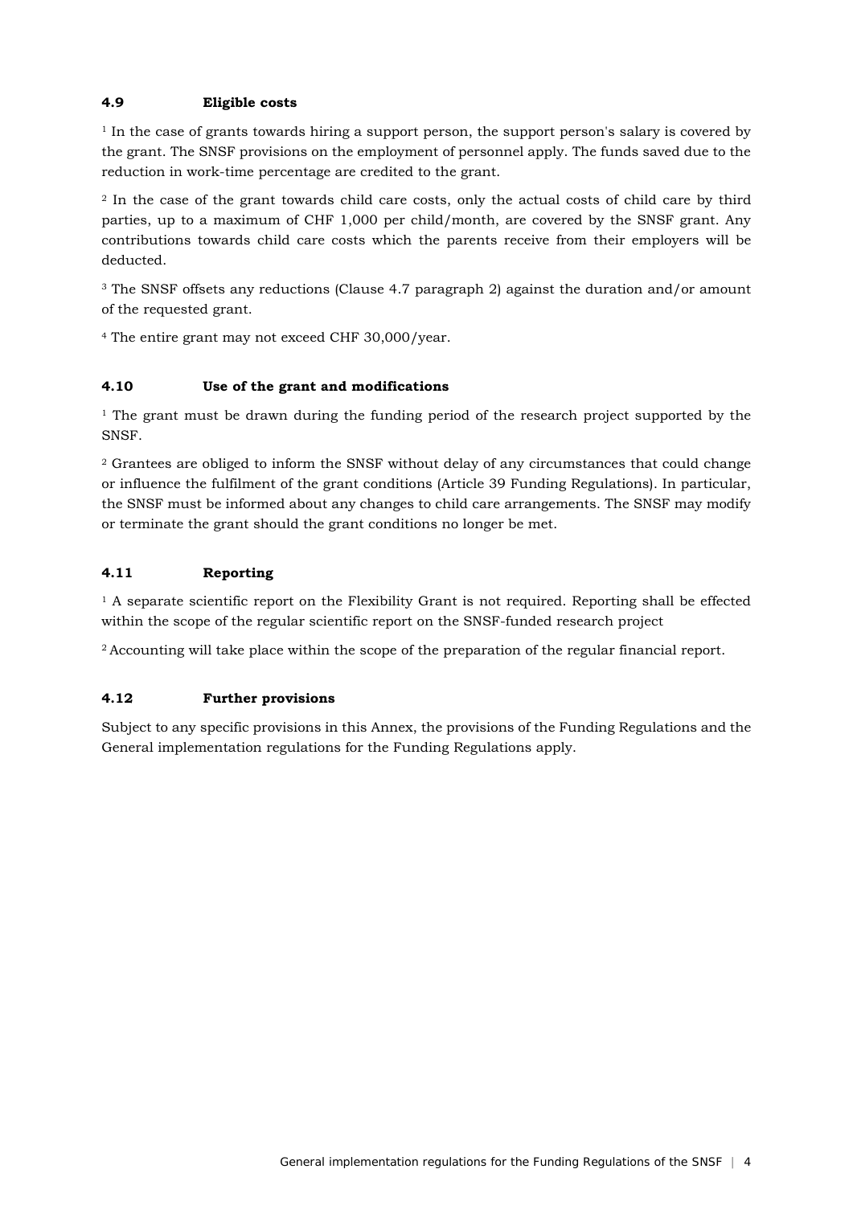### 4.9 Eligible costs

[1] In the case of grants towards hiring a support person, the support person's salary is covered by the grant. The SNSF provisions on the employment of personnel apply. The funds saved due to the reduction in work-time percentage are credited to the grant.

[2] In the case of the grant towards child care costs, only the actual costs of child care by third parties, up to a maximum of CHF 1,000 per child/month, are covered by the SNSF grant. Any contributions towards child care costs which the parents receive from their employers will be deducted.

[3] The SNSF offsets any reductions (Clause 4.7 paragraph 2) against the duration and/or amount of the requested grant.

[4] The entire grant may not exceed CHF 30,000/year.

### 4.10 Use of the grant and modifications

[1] The grant must be drawn during the funding period of the research project supported by the SNSF.

[2] Grantees are obliged to inform the SNSF without delay of any circumstances that could change or influence the fulfilment of the grant conditions (Article 39 Funding Regulations). In particular, the SNSF must be informed about any changes to child care arrangements. The SNSF may modify or terminate the grant should the grant conditions no longer be met.

### 4.11 Reporting

[1] A separate scientific report on the Flexibility Grant is not required. Reporting shall be effected within the scope of the regular scientific report on the SNSF-funded research project

[2] Accounting will take place within the scope of the preparation of the regular financial report.

### 4.12 Further provisions

Subject to any specific provisions in this Annex, the provisions of the Funding Regulations and the General implementation regulations for the Funding Regulations apply.